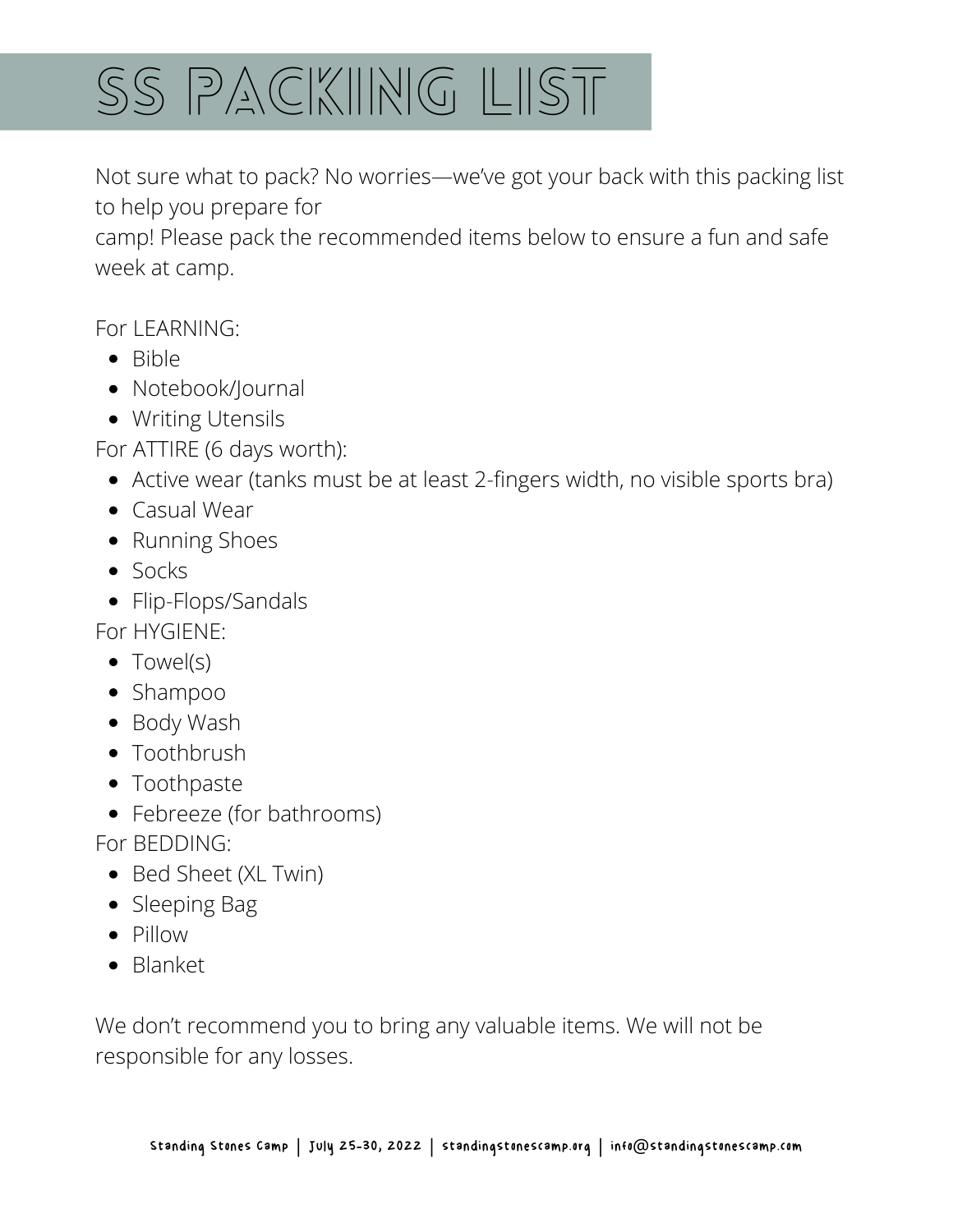# SS PACKIING LIST

Not sure what to pack? No worries—we've got your back with this packing list to help you prepare for camp! Please pack the recommended items below to ensure a fun and safe week at camp.

For LEARNING:

- Bible
- Notebook/Journal
- Writing Utensils

For ATTIRE (6 days worth):

- Active wear (tanks must be at least 2-fingers width, no visible sports bra)
- Casual Wear
- Running Shoes
- Socks
- Flip-Flops/Sandals

For HYGIENE:

- Towel(s)
- Shampoo
- Body Wash
- Toothbrush
- Toothpaste
- Febreeze (for bathrooms)

For BEDDING:

- Bed Sheet (XL Twin)
- Sleeping Bag
- Pillow
- Blanket

We don't recommend you to bring any valuable items. We will not be responsible for any losses.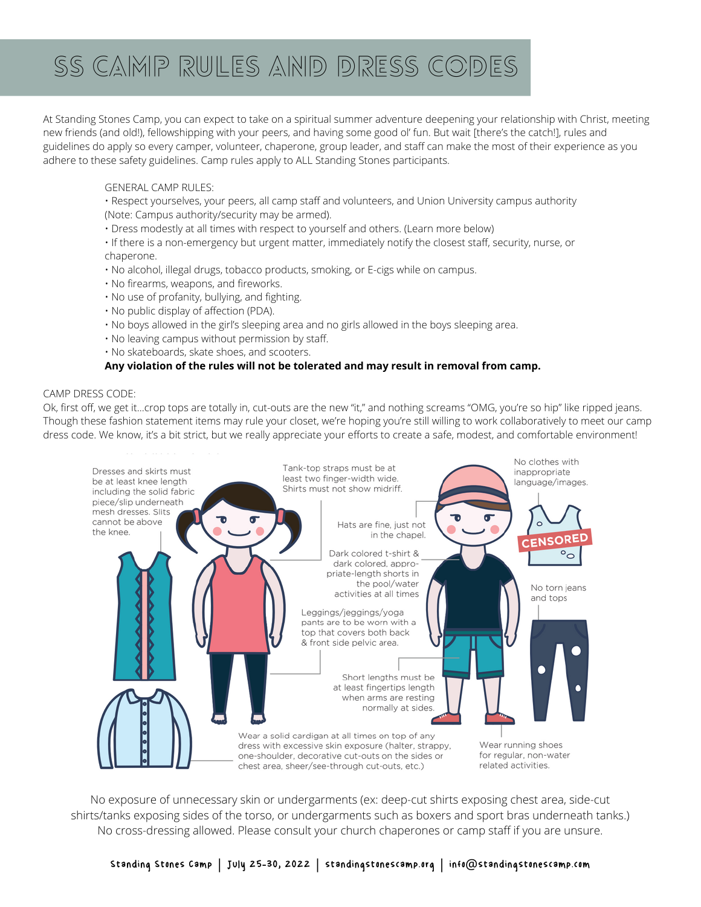# SS CAMP RULES AND DRESS CODES

At Standing Stones Camp, you can expect to take on a spiritual summer adventure deepening your relationship with Christ, meeting new friends (and old!), fellowshipping with your peers, and having some good ol' fun. But wait [there's the catch!], rules and guidelines do apply so every camper, volunteer, chaperone, group leader, and staff can make the most of their experience as you adhere to these safety guidelines. Camp rules apply to ALL Standing Stones participants.

GENERAL CAMP RULES:

- Respect yourselves, your peers, all camp staff and volunteers, and Union University campus authority (Note: Campus authority/security may be armed).
- Dress modestly at all times with respect to yourself and others. (Learn more below)
- If there is a non-emergency but urgent matter, immediately notify the closest staff, security, nurse, or chaperone.
- No alcohol, illegal drugs, tobacco products, smoking, or E-cigs while on campus.
- No firearms, weapons, and fireworks.
- No use of profanity, bullying, and fighting.
- No public display of affection (PDA).
- No boys allowed in the girl's sleeping area and no girls allowed in the boys sleeping area.
- No leaving campus without permission by staff.
- No skateboards, skate shoes, and scooters.

**Any violation of the rules will not be tolerated and may result in removal from camp.**

CAMP DRESS CODE:

Ok, first off, we get it...crop tops are totally in, cut-outs are the new "it," and nothing screams "OMG, you're so hip" like ripped jeans. Though these fashion statement items may rule your closet, we're hoping you're still willing to work collaboratively to meet our camp dress code. We know, it's a bit strict, but we really appreciate your efforts to create a safe, modest, and comfortable environment!

Dresses and skirts must be at least knee length including the solid fabric piece/slip underneath mesh dresses. Slits cannot be above the knee.

Tank-top straps must be at least two finger-width wide. Shirts must not show midriff.

No clothes with inappropriate language/images.

CENSORED

Hats are fine, just not in the chapel.

Dark colored t-shirt & dark colored, appropriate-length shorts in the pool/water activities at all times

No torn jeans and tops

Leggings/jeggings/yoga pants are to be worn with a top that covers both back & front side pelvic area.

Short lengths must be at least fingertips length when arms are resting normally at sides.

Wear a solid cardigan at all times on top of any dress with excessive skin exposure (halter, strappy, one-shoulder, decorative cut-outs on the sides or chest area, sheer/see-through cut-outs, etc.)

Wear running shoes for regular, non-water related activities.

No exposure of unnecessary skin or undergarments (ex: deep-cut shirts exposing chest area, side-cut shirts/tanks exposing sides of the torso, or undergarments such as boxers and sport bras underneath tanks.) No cross-dressing allowed. Please consult your church chaperones or camp staff if you are unsure.

Standing Stones Camp | July 25-30, 2022 | standingstonescamp.org | info@standingstonescamp.com